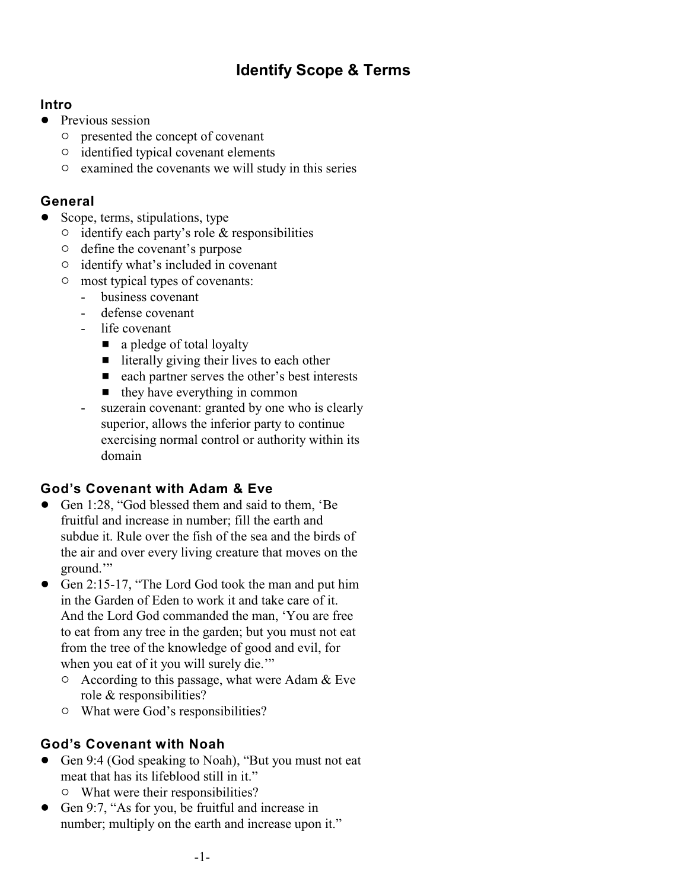# Identify Scope & Terms

## Intro

- Previous session
  - presented the concept of covenant
  - identified typical covenant elements
  - examined the covenants we will study in this series

## General

- Scope, terms, stipulations, type
  - identify each party's role & responsibilities
  - define the covenant's purpose
  - identify what's included in covenant
  - most typical types of covenants:
    - business covenant
    - defense covenant
    - life covenant
      - a pledge of total loyalty
      - literally giving their lives to each other
      - each partner serves the other's best interests
      - they have everything in common
    - suzerain covenant: granted by one who is clearly superior, allows the inferior party to continue exercising normal control or authority within its domain

## God's Covenant with Adam & Eve

- Gen 1:28, "God blessed them and said to them, 'Be fruitful and increase in number; fill the earth and subdue it. Rule over the fish of the sea and the birds of the air and over every living creature that moves on the ground.'"
- Gen 2:15-17, "The Lord God took the man and put him in the Garden of Eden to work it and take care of it. And the Lord God commanded the man, 'You are free to eat from any tree in the garden; but you must not eat from the tree of the knowledge of good and evil, for when you eat of it you will surely die.'"
  - According to this passage, what were Adam & Eve role & responsibilities?
  - What were God's responsibilities?

## God's Covenant with Noah

- Gen 9:4 (God speaking to Noah), "But you must not eat meat that has its lifeblood still in it."
  - What were their responsibilities?
- Gen 9:7, "As for you, be fruitful and increase in number; multiply on the earth and increase upon it."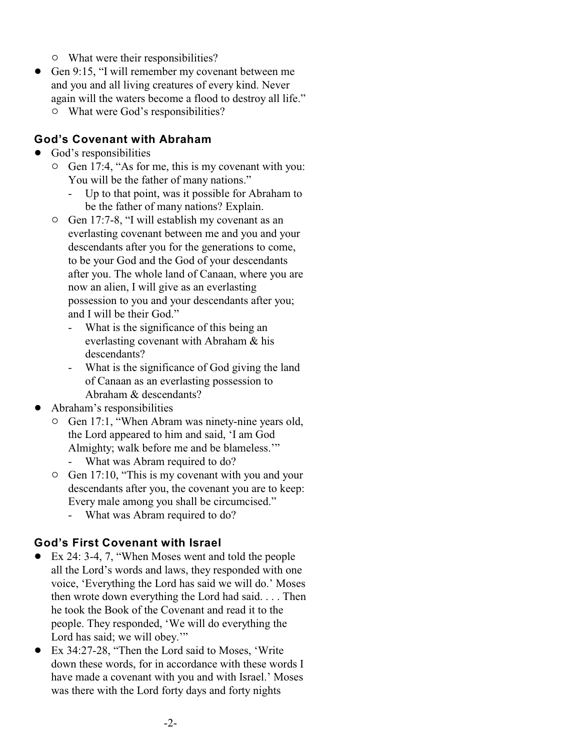- What were their responsibilities?

- Gen 9:15, "I will remember my covenant between me and you and all living creatures of every kind. Never again will the waters become a flood to destroy all life."
  - What were God's responsibilities?

### God's Covenant with Abraham

- God's responsibilities
  - Gen 17:4, "As for me, this is my covenant with you: You will be the father of many nations."
    - Up to that point, was it possible for Abraham to be the father of many nations? Explain.
  - Gen 17:7-8, "I will establish my covenant as an everlasting covenant between me and you and your descendants after you for the generations to come, to be your God and the God of your descendants after you. The whole land of Canaan, where you are now an alien, I will give as an everlasting possession to you and your descendants after you; and I will be their God."
    - What is the significance of this being an everlasting covenant with Abraham & his descendants?
    - What is the significance of God giving the land of Canaan as an everlasting possession to Abraham & descendants?
- Abraham's responsibilities
  - Gen 17:1, "When Abram was ninety-nine years old, the Lord appeared to him and said, 'I am God Almighty; walk before me and be blameless.'"
    - What was Abram required to do?
  - Gen 17:10, "This is my covenant with you and your descendants after you, the covenant you are to keep: Every male among you shall be circumcised."
    - What was Abram required to do?

### God's First Covenant with Israel

- Ex 24: 3-4, 7, "When Moses went and told the people all the Lord's words and laws, they responded with one voice, 'Everything the Lord has said we will do.' Moses then wrote down everything the Lord had said. . . . Then he took the Book of the Covenant and read it to the people. They responded, 'We will do everything the Lord has said; we will obey.'"
- Ex 34:27-28, "Then the Lord said to Moses, 'Write down these words, for in accordance with these words I have made a covenant with you and with Israel.' Moses was there with the Lord forty days and forty nights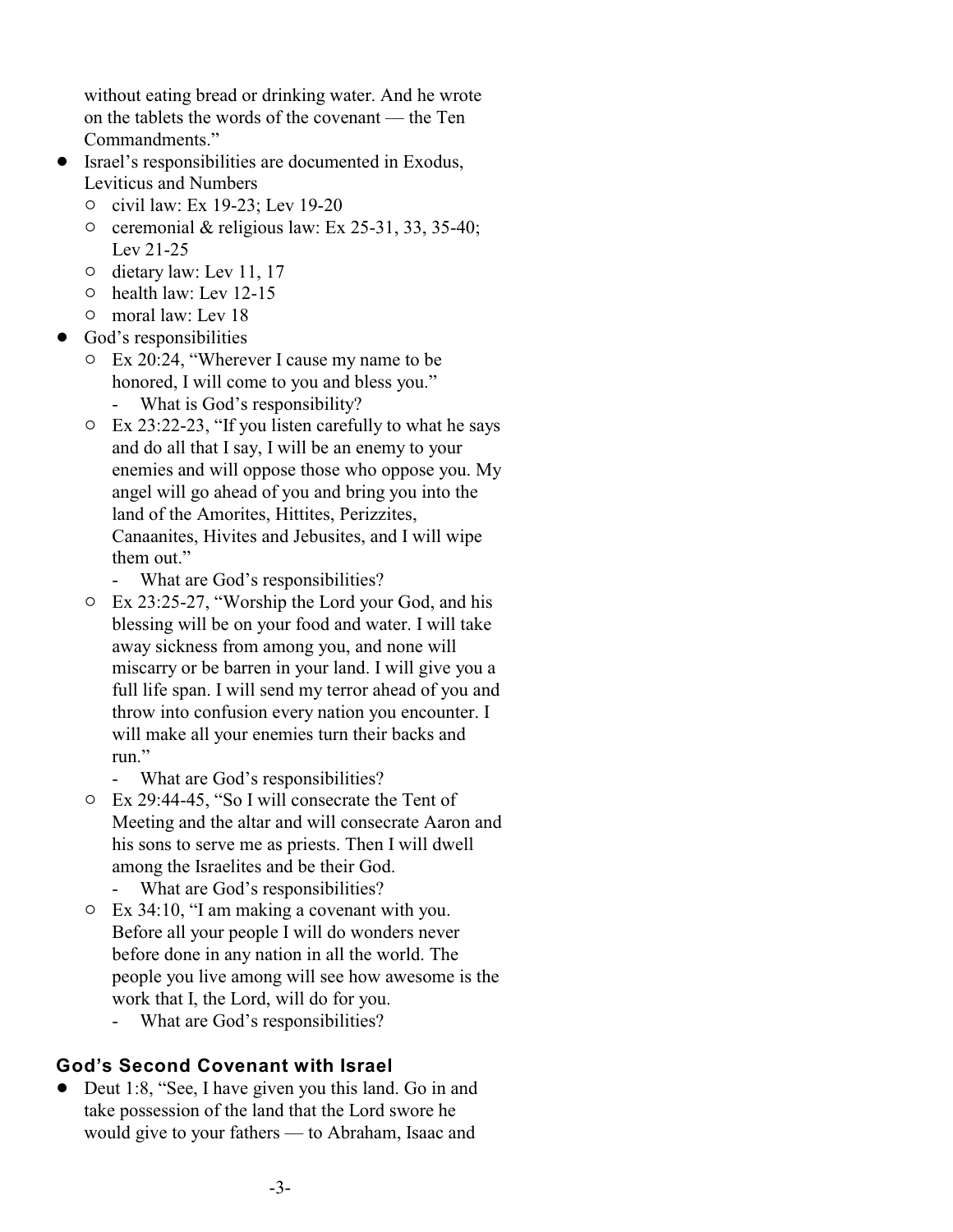without eating bread or drinking water. And he wrote on the tablets the words of the covenant — the Ten Commandments."

- Israel's responsibilities are documented in Exodus, Leviticus and Numbers
  - civil law: Ex 19-23; Lev 19-20
  - ceremonial & religious law: Ex 25-31, 33, 35-40; Lev 21-25
  - dietary law: Lev 11, 17
  - health law: Lev 12-15
  - moral law: Lev 18
- God's responsibilities
  - Ex 20:24, "Wherever I cause my name to be honored, I will come to you and bless you."
    - What is God's responsibility?
  - Ex 23:22-23, "If you listen carefully to what he says and do all that I say, I will be an enemy to your enemies and will oppose those who oppose you. My angel will go ahead of you and bring you into the land of the Amorites, Hittites, Perizzites, Canaanites, Hivites and Jebusites, and I will wipe them out."
    - What are God's responsibilities?
  - Ex 23:25-27, "Worship the Lord your God, and his blessing will be on your food and water. I will take away sickness from among you, and none will miscarry or be barren in your land. I will give you a full life span. I will send my terror ahead of you and throw into confusion every nation you encounter. I will make all your enemies turn their backs and run."
    - What are God's responsibilities?
  - Ex 29:44-45, "So I will consecrate the Tent of Meeting and the altar and will consecrate Aaron and his sons to serve me as priests. Then I will dwell among the Israelites and be their God.
    - What are God's responsibilities?
  - Ex 34:10, "I am making a covenant with you. Before all your people I will do wonders never before done in any nation in all the world. The people you live among will see how awesome is the work that I, the Lord, will do for you.
    - What are God's responsibilities?

### God's Second Covenant with Israel

- Deut 1:8, "See, I have given you this land. Go in and take possession of the land that the Lord swore he would give to your fathers — to Abraham, Isaac and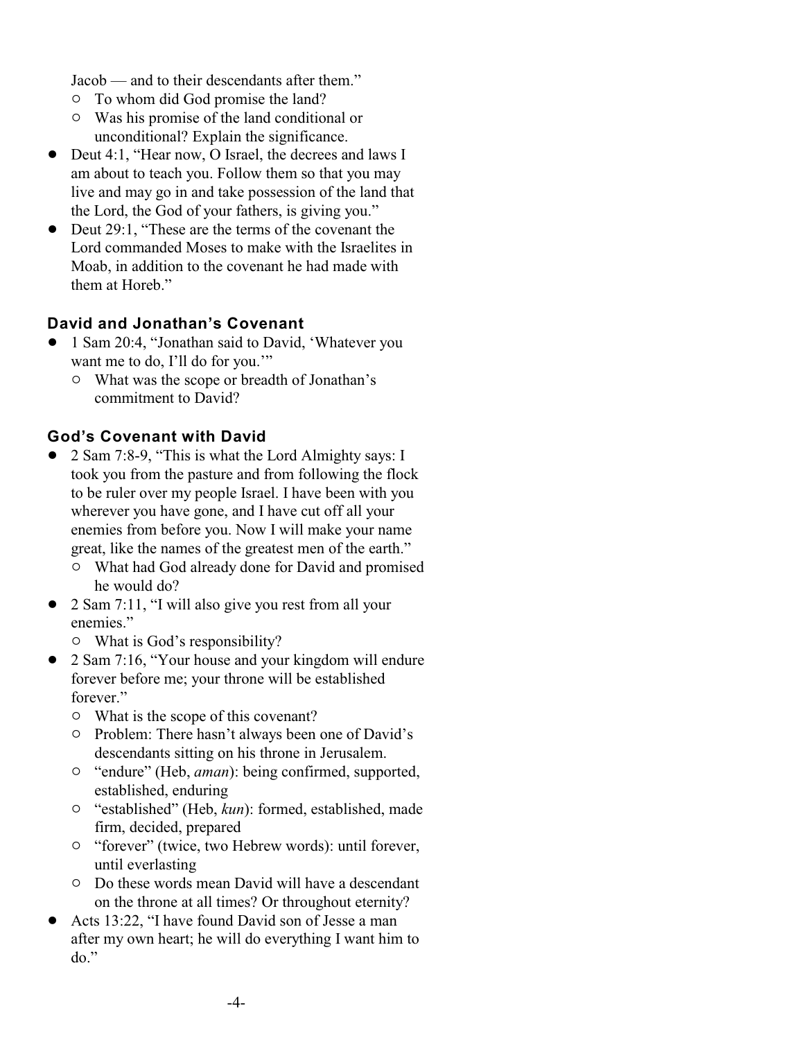Jacob — and to their descendants after them."

- To whom did God promise the land?
- Was his promise of the land conditional or unconditional? Explain the significance.

- Deut 4:1, "Hear now, O Israel, the decrees and laws I am about to teach you. Follow them so that you may live and may go in and take possession of the land that the Lord, the God of your fathers, is giving you."
- Deut 29:1, "These are the terms of the covenant the Lord commanded Moses to make with the Israelites in Moab, in addition to the covenant he had made with them at Horeb."

### David and Jonathan's Covenant

- 1 Sam 20:4, "Jonathan said to David, 'Whatever you want me to do, I'll do for you.'"
  - What was the scope or breadth of Jonathan's commitment to David?

### God's Covenant with David

- 2 Sam 7:8-9, "This is what the Lord Almighty says: I took you from the pasture and from following the flock to be ruler over my people Israel. I have been with you wherever you have gone, and I have cut off all your enemies from before you. Now I will make your name great, like the names of the greatest men of the earth."
  - What had God already done for David and promised he would do?
- 2 Sam 7:11, "I will also give you rest from all your enemies."
  - What is God's responsibility?
- 2 Sam 7:16, "Your house and your kingdom will endure forever before me; your throne will be established forever."
  - What is the scope of this covenant?
  - Problem: There hasn't always been one of David's descendants sitting on his throne in Jerusalem.
  - "endure" (Heb, *aman*): being confirmed, supported, established, enduring
  - "established" (Heb, *kun*): formed, established, made firm, decided, prepared
  - "forever" (twice, two Hebrew words): until forever, until everlasting
  - Do these words mean David will have a descendant on the throne at all times? Or throughout eternity?
- Acts 13:22, "I have found David son of Jesse a man after my own heart; he will do everything I want him to do."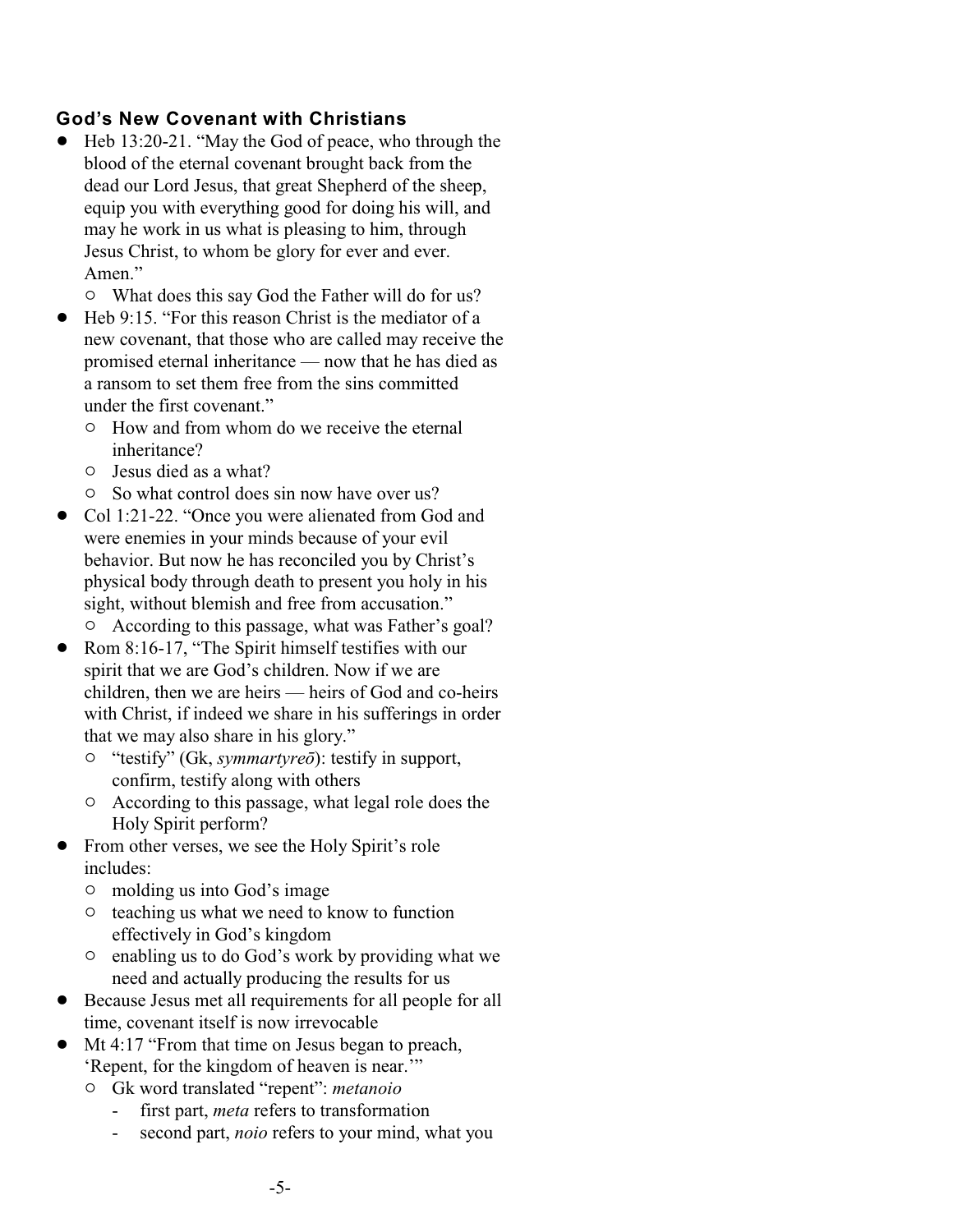### God's New Covenant with Christians

- Heb 13:20-21. "May the God of peace, who through the blood of the eternal covenant brought back from the dead our Lord Jesus, that great Shepherd of the sheep, equip you with everything good for doing his will, and may he work in us what is pleasing to him, through Jesus Christ, to whom be glory for ever and ever. Amen."
  - What does this say God the Father will do for us?
- Heb 9:15. "For this reason Christ is the mediator of a new covenant, that those who are called may receive the promised eternal inheritance — now that he has died as a ransom to set them free from the sins committed under the first covenant."
  - How and from whom do we receive the eternal inheritance?
  - Jesus died as a what?
  - So what control does sin now have over us?
- Col 1:21-22. "Once you were alienated from God and were enemies in your minds because of your evil behavior. But now he has reconciled you by Christ's physical body through death to present you holy in his sight, without blemish and free from accusation."
  - According to this passage, what was Father's goal?
- Rom 8:16-17, "The Spirit himself testifies with our spirit that we are God's children. Now if we are children, then we are heirs — heirs of God and co-heirs with Christ, if indeed we share in his sufferings in order that we may also share in his glory."
  - "testify" (Gk, *symmartyreō*): testify in support, confirm, testify along with others
  - According to this passage, what legal role does the Holy Spirit perform?
- From other verses, we see the Holy Spirit's role includes:
  - molding us into God's image
  - teaching us what we need to know to function effectively in God's kingdom
  - enabling us to do God's work by providing what we need and actually producing the results for us
- Because Jesus met all requirements for all people for all time, covenant itself is now irrevocable
- Mt 4:17 "From that time on Jesus began to preach, 'Repent, for the kingdom of heaven is near.'"
  - Gk word translated "repent": *metanoio*
    - first part, *meta* refers to transformation
    - second part, *noio* refers to your mind, what you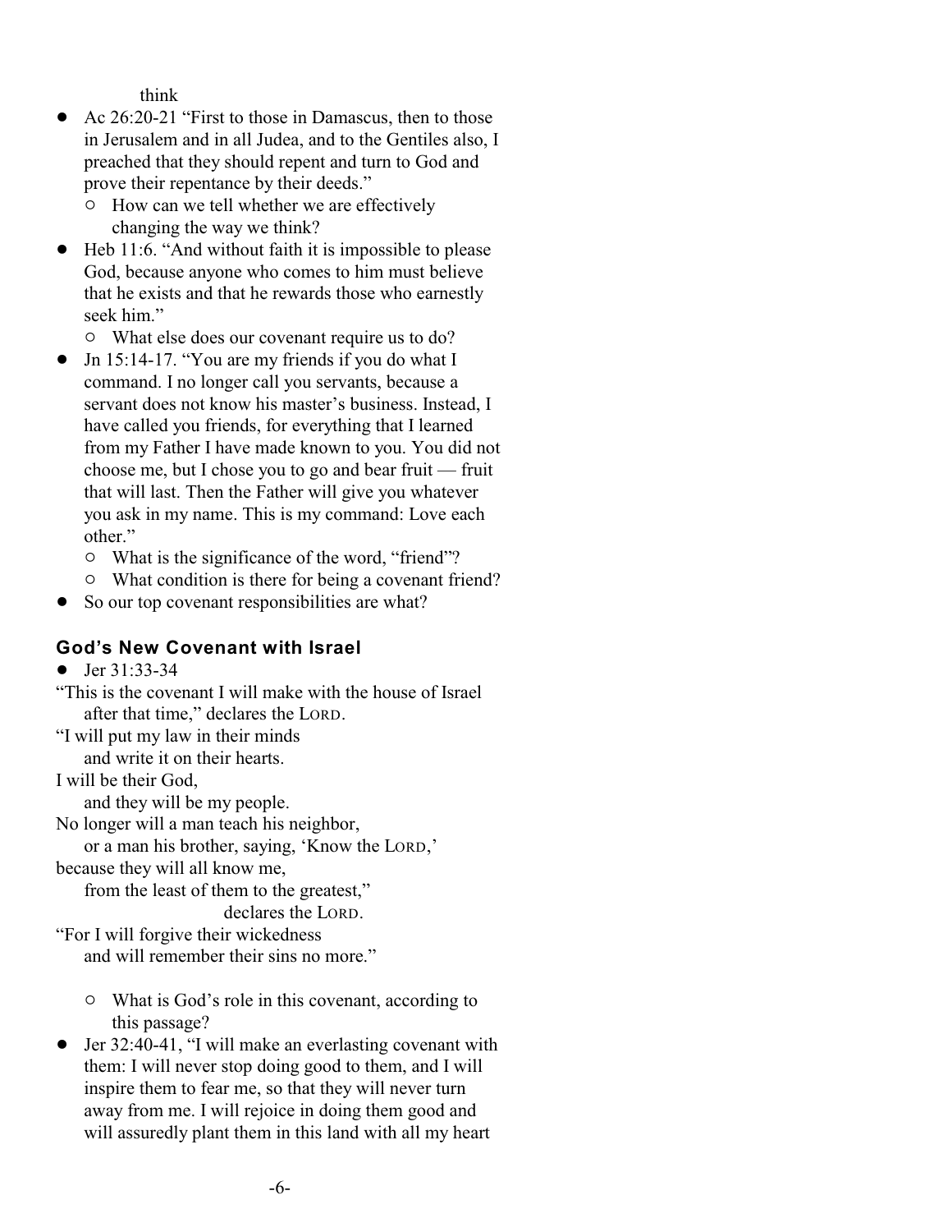think

- Ac 26:20-21 “First to those in Damascus, then to those in Jerusalem and in all Judea, and to the Gentiles also, I preached that they should repent and turn to God and prove their repentance by their deeds.”
  - How can we tell whether we are effectively changing the way we think?
- Heb 11:6. “And without faith it is impossible to please God, because anyone who comes to him must believe that he exists and that he rewards those who earnestly seek him.”
  - What else does our covenant require us to do?
- Jn 15:14-17. “You are my friends if you do what I command. I no longer call you servants, because a servant does not know his master’s business. Instead, I have called you friends, for everything that I learned from my Father I have made known to you. You did not choose me, but I chose you to go and bear fruit — fruit that will last. Then the Father will give you whatever you ask in my name. This is my command: Love each other.”
  - What is the significance of the word, “friend”?
  - What condition is there for being a covenant friend?
- So our top covenant responsibilities are what?

## God’s New Covenant with Israel

- Jer 31:33-34

“This is the covenant I will make with the house of Israel
 after that time,” declares the LORD.
“I will put my law in their minds
 and write it on their hearts.
I will be their God,
 and they will be my people.
No longer will a man teach his neighbor,
 or a man his brother, saying, ‘Know the LORD,’
because they will all know me,
 from the least of them to the greatest,”
 declares the LORD.
“For I will forgive their wickedness
 and will remember their sins no more.”

  - What is God’s role in this covenant, according to this passage?
- Jer 32:40-41, “I will make an everlasting covenant with them: I will never stop doing good to them, and I will inspire them to fear me, so that they will never turn away from me. I will rejoice in doing them good and will assuredly plant them in this land with all my heart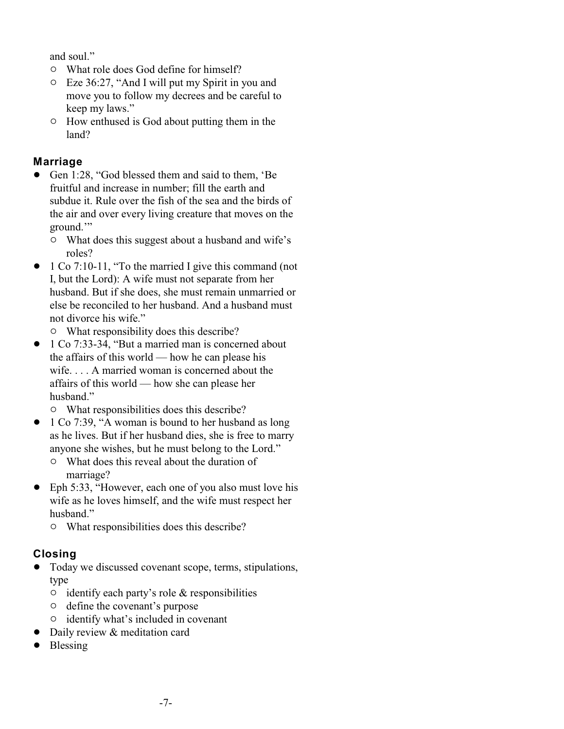and soul."

  - What role does God define for himself?
  - Eze 36:27, "And I will put my Spirit in you and move you to follow my decrees and be careful to keep my laws."
  - How enthused is God about putting them in the land?

### Marriage

- Gen 1:28, "God blessed them and said to them, 'Be fruitful and increase in number; fill the earth and subdue it. Rule over the fish of the sea and the birds of the air and over every living creature that moves on the ground.'"
  - What does this suggest about a husband and wife's roles?
- 1 Co 7:10-11, "To the married I give this command (not I, but the Lord): A wife must not separate from her husband. But if she does, she must remain unmarried or else be reconciled to her husband. And a husband must not divorce his wife."
  - What responsibility does this describe?
- 1 Co 7:33-34, "But a married man is concerned about the affairs of this world — how he can please his wife. . . . A married woman is concerned about the affairs of this world — how she can please her husband."
  - What responsibilities does this describe?
- 1 Co 7:39, "A woman is bound to her husband as long as he lives. But if her husband dies, she is free to marry anyone she wishes, but he must belong to the Lord."
  - What does this reveal about the duration of marriage?
- Eph 5:33, "However, each one of you also must love his wife as he loves himself, and the wife must respect her husband."
  - What responsibilities does this describe?

### Closing

- Today we discussed covenant scope, terms, stipulations, type
  - identify each party's role & responsibilities
  - define the covenant's purpose
  - identify what's included in covenant
- Daily review & meditation card
- Blessing